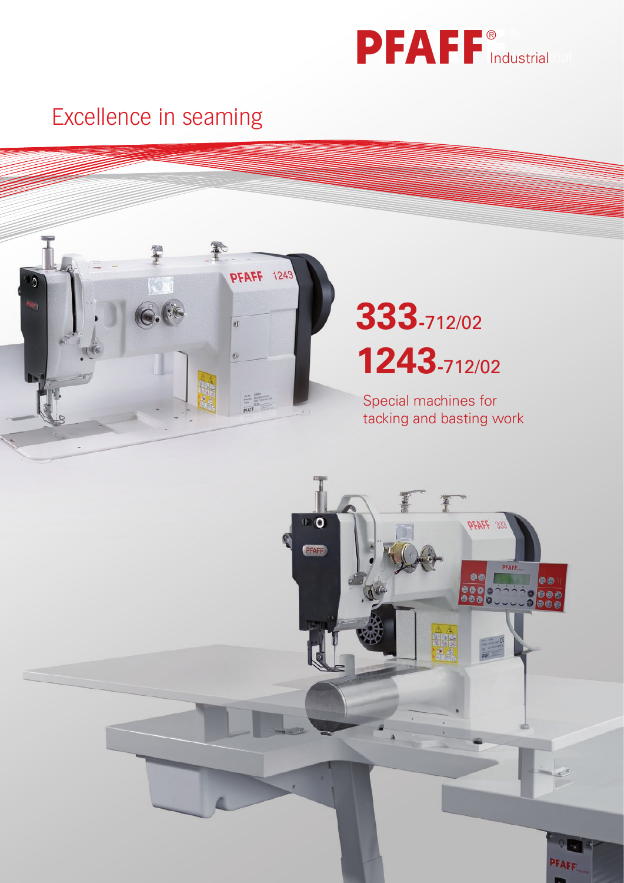PFAFF® Industrial

# Excellence in seaming

# 333-712/02

# 1243-712/02

Special machines for tacking and basting work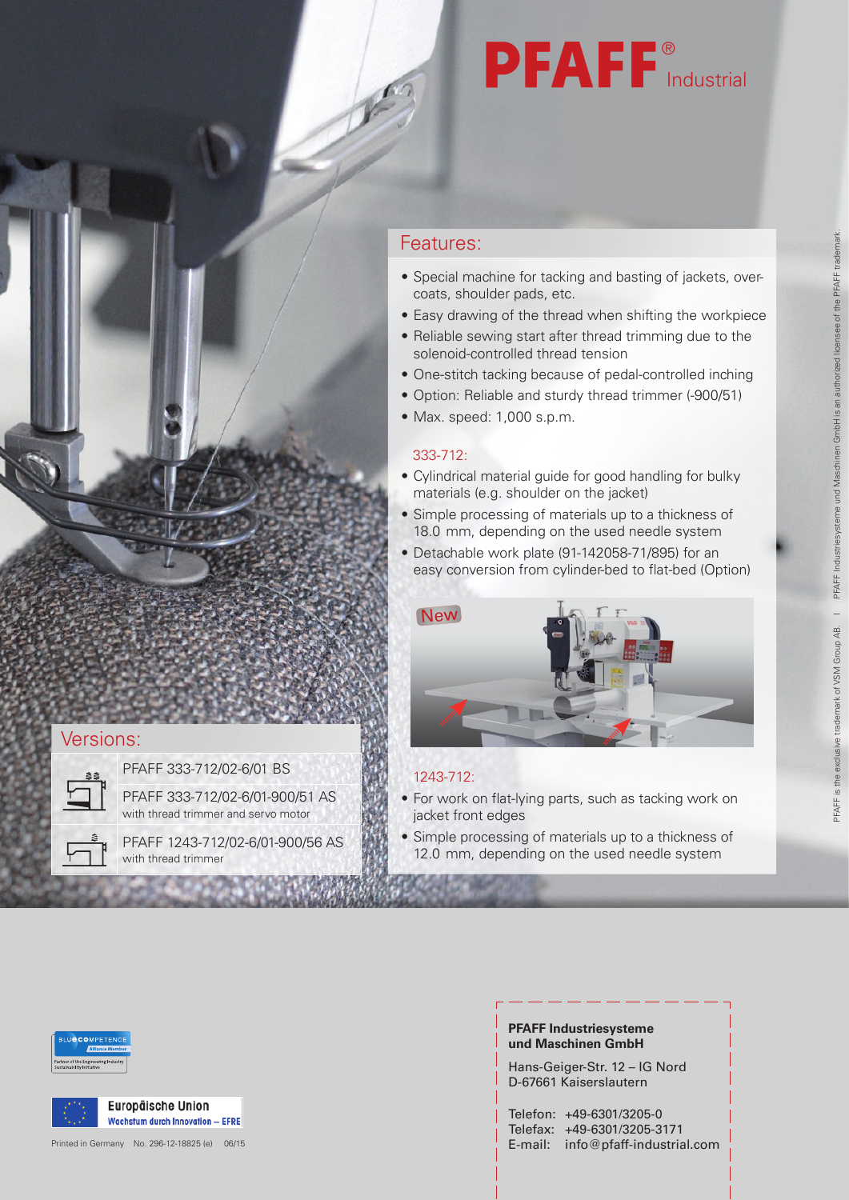# PFAFF® Industrial

## Features:

- Special machine for tacking and basting of jackets, overcoats, shoulder pads, etc.
- Easy drawing of the thread when shifting the workpiece
- Reliable sewing start after thread trimming due to the solenoid-controlled thread tension
- One-stitch tacking because of pedal-controlled inching
- Option: Reliable and sturdy thread trimmer (-900/51)
- Max. speed: 1,000 s.p.m.

### 333-712:

- Cylindrical material guide for good handling for bulky materials (e.g. shoulder on the jacket)
- Simple processing of materials up to a thickness of 18.0 mm, depending on the used needle system
- Detachable work plate (91-142058-71/895) for an easy conversion from cylinder-bed to flat-bed (Option)

New

### 1243-712:

- For work on flat-lying parts, such as tacking work on jacket front edges
- Simple processing of materials up to a thickness of 12.0 mm, depending on the used needle system

## Versions:

PFAFF 333-712/02-6/01 BS

PFAFF 333-712/02-6/01-900/51 AS
with thread trimmer and servo motor

PFAFF 1243-712/02-6/01-900/56 AS
with thread trimmer

PFAFF is the exclusive trademark of VSM Group AB. | PFAFF Industriesysteme und Maschinen GmbH is an authorized licensee of the PFAFF trademark.

BLUECOMPETENCE Alliance Member
Partner of the Engineering Industry Sustainability Initiative

Europäische Union
Wachstum durch Innovation – EFRE

Printed in Germany No. 296-12-18825 (e) 06/15

**PFAFF Industriesysteme und Maschinen GmbH**

Hans-Geiger-Str. 12 – IG Nord
D-67661 Kaiserslautern

Telefon: +49-6301/3205-0
Telefax: +49-6301/3205-3171
E-mail: info@pfaff-industrial.com